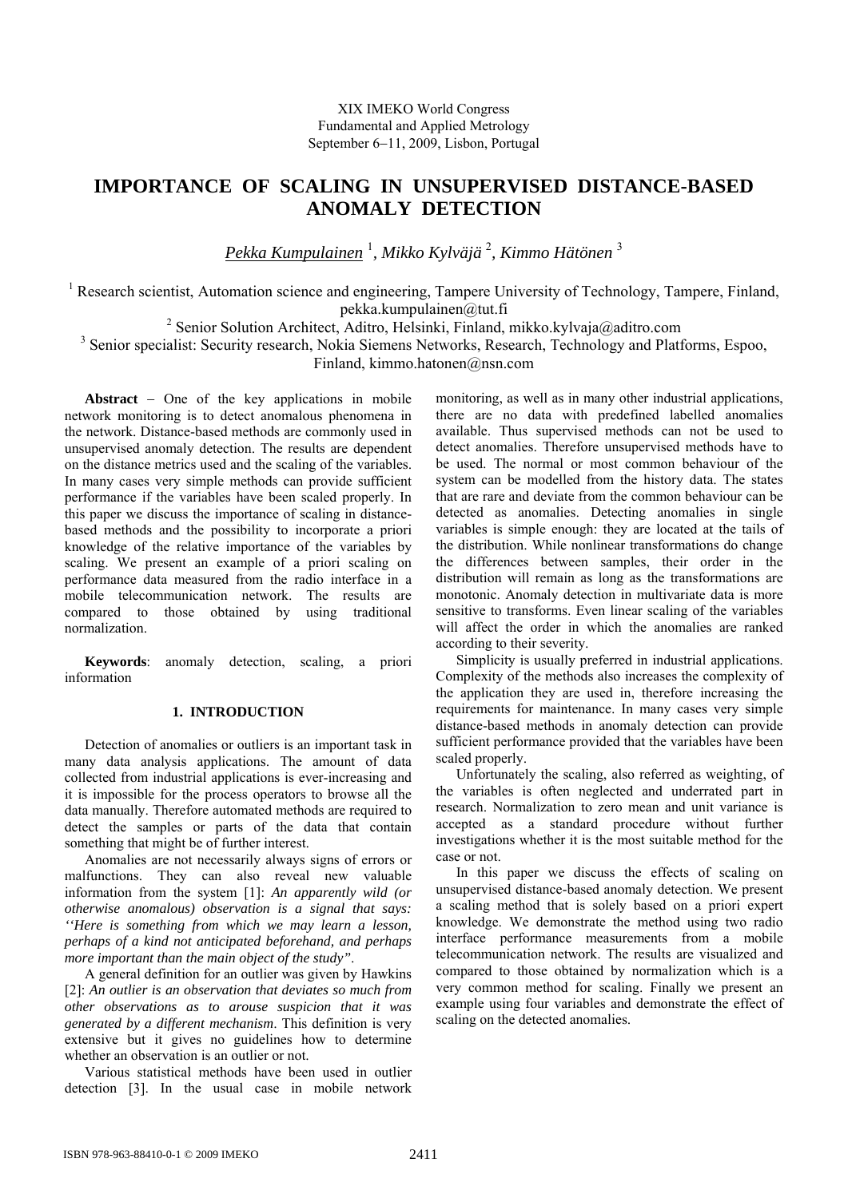XIX IMEKO World Congress
Fundamental and Applied Metrology
September 6–11, 2009, Lisbon, Portugal

# IMPORTANCE OF SCALING IN UNSUPERVISED DISTANCE-BASED ANOMALY DETECTION

*Pekka Kumpulainen* [1], *Mikko Kylväjä* [2], *Kimmo Hätönen* [3]

[1] Research scientist, Automation science and engineering, Tampere University of Technology, Tampere, Finland, pekka.kumpulainen@tut.fi

[2] Senior Solution Architect, Aditro, Helsinki, Finland, mikko.kylvaja@aditro.com

[3] Senior specialist: Security research, Nokia Siemens Networks, Research, Technology and Platforms, Espoo, Finland, kimmo.hatonen@nsn.com

**Abstract** − One of the key applications in mobile network monitoring is to detect anomalous phenomena in the network. Distance-based methods are commonly used in unsupervised anomaly detection. The results are dependent on the distance metrics used and the scaling of the variables. In many cases very simple methods can provide sufficient performance if the variables have been scaled properly. In this paper we discuss the importance of scaling in distance-based methods and the possibility to incorporate a priori knowledge of the relative importance of the variables by scaling. We present an example of a priori scaling on performance data measured from the radio interface in a mobile telecommunication network. The results are compared to those obtained by using traditional normalization.

**Keywords**: anomaly detection, scaling, a priori information

## 1. INTRODUCTION

Detection of anomalies or outliers is an important task in many data analysis applications. The amount of data collected from industrial applications is ever-increasing and it is impossible for the process operators to browse all the data manually. Therefore automated methods are required to detect the samples or parts of the data that contain something that might be of further interest.

Anomalies are not necessarily always signs of errors or malfunctions. They can also reveal new valuable information from the system [1]: *An apparently wild (or otherwise anomalous) observation is a signal that says: ''Here is something from which we may learn a lesson, perhaps of a kind not anticipated beforehand, and perhaps more important than the main object of the study"*.

A general definition for an outlier was given by Hawkins [2]: *An outlier is an observation that deviates so much from other observations as to arouse suspicion that it was generated by a different mechanism*. This definition is very extensive but it gives no guidelines how to determine whether an observation is an outlier or not.

Various statistical methods have been used in outlier detection [3]. In the usual case in mobile network monitoring, as well as in many other industrial applications, there are no data with predefined labelled anomalies available. Thus supervised methods can not be used to detect anomalies. Therefore unsupervised methods have to be used. The normal or most common behaviour of the system can be modelled from the history data. The states that are rare and deviate from the common behaviour can be detected as anomalies. Detecting anomalies in single variables is simple enough: they are located at the tails of the distribution. While nonlinear transformations do change the differences between samples, their order in the distribution will remain as long as the transformations are monotonic. Anomaly detection in multivariate data is more sensitive to transforms. Even linear scaling of the variables will affect the order in which the anomalies are ranked according to their severity.

Simplicity is usually preferred in industrial applications. Complexity of the methods also increases the complexity of the application they are used in, therefore increasing the requirements for maintenance. In many cases very simple distance-based methods in anomaly detection can provide sufficient performance provided that the variables have been scaled properly.

Unfortunately the scaling, also referred as weighting, of the variables is often neglected and underrated part in research. Normalization to zero mean and unit variance is accepted as a standard procedure without further investigations whether it is the most suitable method for the case or not.

In this paper we discuss the effects of scaling on unsupervised distance-based anomaly detection. We present a scaling method that is solely based on a priori expert knowledge. We demonstrate the method using two radio interface performance measurements from a mobile telecommunication network. The results are visualized and compared to those obtained by normalization which is a very common method for scaling. Finally we present an example using four variables and demonstrate the effect of scaling on the detected anomalies.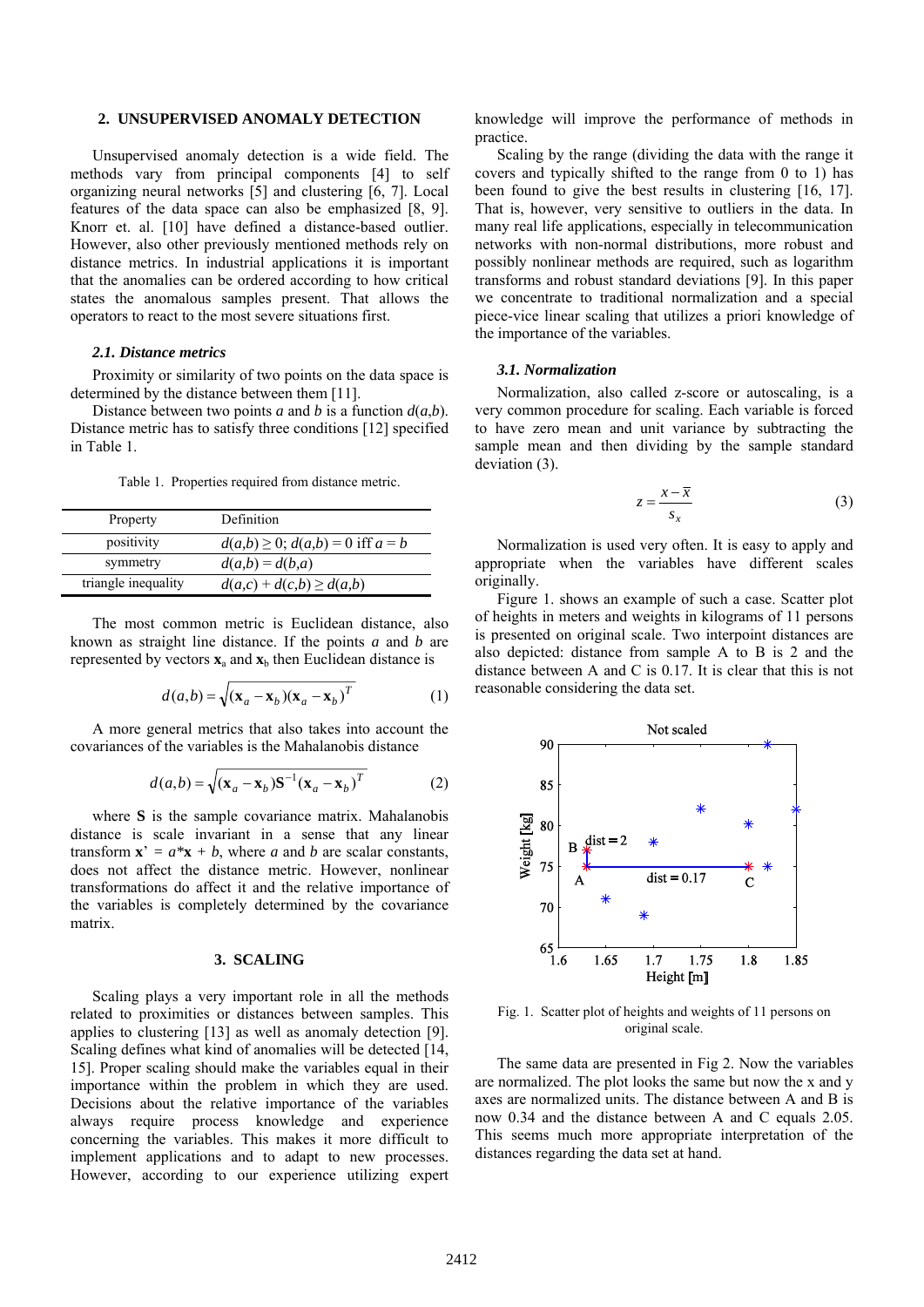## 2. UNSUPERVISED ANOMALY DETECTION

Unsupervised anomaly detection is a wide field. The methods vary from principal components [4] to self organizing neural networks [5] and clustering [6, 7]. Local features of the data space can also be emphasized [8, 9]. Knorr et. al. [10] have defined a distance-based outlier. However, also other previously mentioned methods rely on distance metrics. In industrial applications it is important that the anomalies can be ordered according to how critical states the anomalous samples present. That allows the operators to react to the most severe situations first.

### 2.1. Distance metrics

Proximity or similarity of two points on the data space is determined by the distance between them [11].

Distance between two points *a* and *b* is a function $d(a,b)$. Distance metric has to satisfy three conditions [12] specified in Table 1.

Table 1. Properties required from distance metric.

| Property | Definition |
|---|---|
| positivity | $d(a,b) \geq 0$; $d(a,b) = 0$ iff $a = b$ |
| symmetry | $d(a,b) = d(b,a)$ |
| triangle inequality | $d(a,c) + d(c,b) \geq d(a,b)$ |

The most common metric is Euclidean distance, also known as straight line distance. If the points *a* and *b* are represented by vectors $\mathbf{x}_a$ and $\mathbf{x}_b$ then Euclidean distance is

$$d(a,b) = \sqrt{(\mathbf{x}_a - \mathbf{x}_b)(\mathbf{x}_a - \mathbf{x}_b)^T} \quad (1)$$

A more general metrics that also takes into account the covariances of the variables is the Mahalanobis distance

$$d(a,b) = \sqrt{(\mathbf{x}_a - \mathbf{x}_b)\mathbf{S}^{-1}(\mathbf{x}_a - \mathbf{x}_b)^T} \quad (2)$$

where $\mathbf{S}$ is the sample covariance matrix. Mahalanobis distance is scale invariant in a sense that any linear transform $\mathbf{x}' = a^*\mathbf{x} + b$, where *a* and *b* are scalar constants, does not affect the distance metric. However, nonlinear transformations do affect it and the relative importance of the variables is completely determined by the covariance matrix.

## 3. SCALING

Scaling plays a very important role in all the methods related to proximities or distances between samples. This applies to clustering [13] as well as anomaly detection [9]. Scaling defines what kind of anomalies will be detected [14, 15]. Proper scaling should make the variables equal in their importance within the problem in which they are used. Decisions about the relative importance of the variables always require process knowledge and experience concerning the variables. This makes it more difficult to implement applications and to adapt to new processes. However, according to our experience utilizing expert knowledge will improve the performance of methods in practice.

Scaling by the range (dividing the data with the range it covers and typically shifted to the range from 0 to 1) has been found to give the best results in clustering [16, 17]. That is, however, very sensitive to outliers in the data. In many real life applications, especially in telecommunication networks with non-normal distributions, more robust and possibly nonlinear methods are required, such as logarithm transforms and robust standard deviations [9]. In this paper we concentrate to traditional normalization and a special piece-vice linear scaling that utilizes a priori knowledge of the importance of the variables.

### 3.1. Normalization

Normalization, also called z-score or autoscaling, is a very common procedure for scaling. Each variable is forced to have zero mean and unit variance by subtracting the sample mean and then dividing by the sample standard deviation (3).

$$z = \frac{x - \bar{x}}{s_x} \quad (3)$$

Normalization is used very often. It is easy to apply and appropriate when the variables have different scales originally.

Figure 1. shows an example of such a case. Scatter plot of heights in meters and weights in kilograms of 11 persons is presented on original scale. Two interpoint distances are also depicted: distance from sample A to B is 2 and the distance between A and C is 0.17. It is clear that this is not reasonable considering the data set.

Fig. 1. Scatter plot of heights and weights of 11 persons on original scale.

The same data are presented in Fig 2. Now the variables are normalized. The plot looks the same but now the x and y axes are normalized units. The distance between A and B is now 0.34 and the distance between A and C equals 2.05. This seems much more appropriate interpretation of the distances regarding the data set at hand.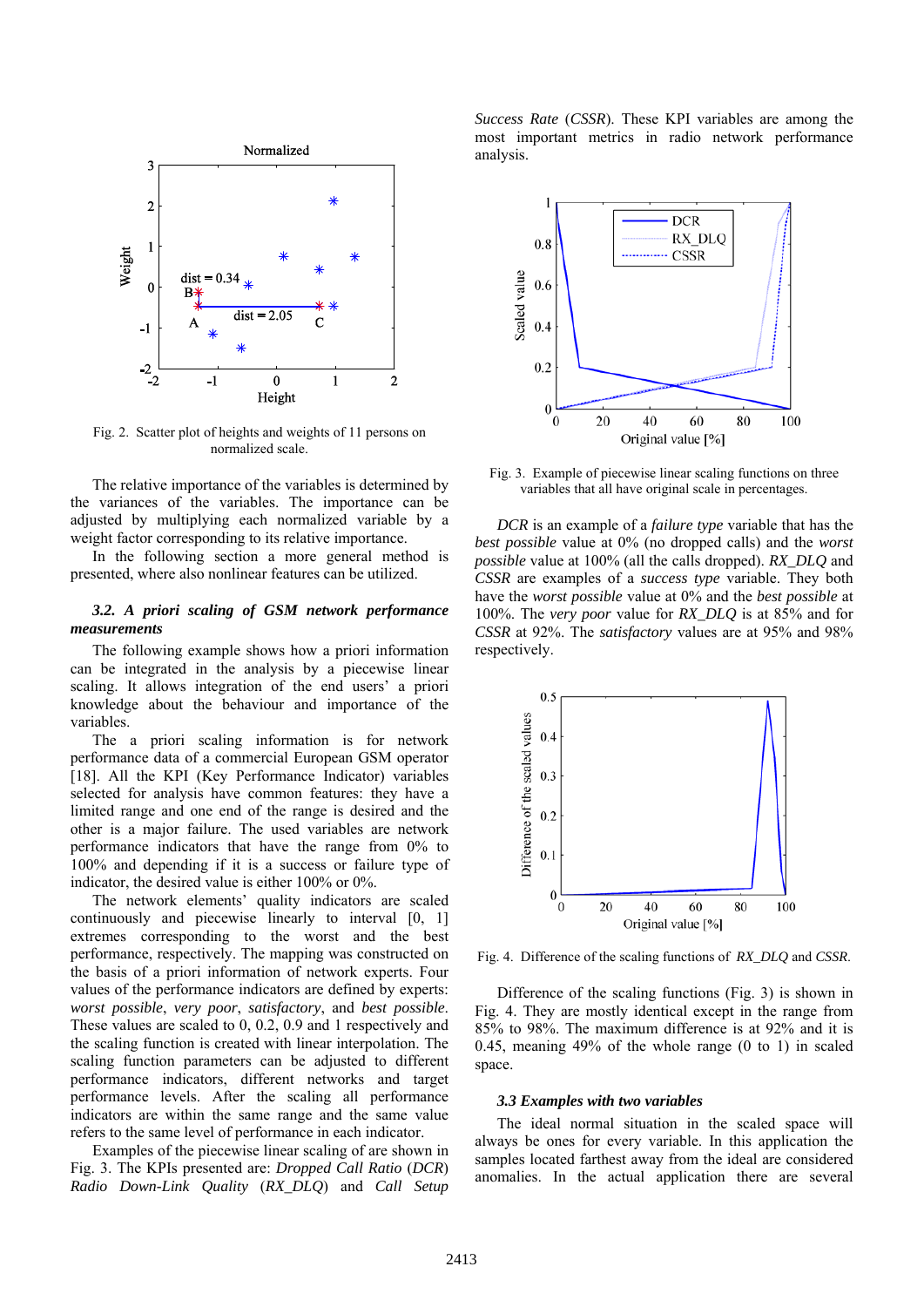Fig. 2. Scatter plot of heights and weights of 11 persons on normalized scale.

The relative importance of the variables is determined by the variances of the variables. The importance can be adjusted by multiplying each normalized variable by a weight factor corresponding to its relative importance.

In the following section a more general method is presented, where also nonlinear features can be utilized.

### 3.2. A priori scaling of GSM network performance measurements

The following example shows how a priori information can be integrated in the analysis by a piecewise linear scaling. It allows integration of the end users' a priori knowledge about the behaviour and importance of the variables.

The a priori scaling information is for network performance data of a commercial European GSM operator [18]. All the KPI (Key Performance Indicator) variables selected for analysis have common features: they have a limited range and one end of the range is desired and the other is a major failure. The used variables are network performance indicators that have the range from 0% to 100% and depending if it is a success or failure type of indicator, the desired value is either 100% or 0%.

The network elements' quality indicators are scaled continuously and piecewise linearly to interval [0, 1] extremes corresponding to the worst and the best performance, respectively. The mapping was constructed on the basis of a priori information of network experts. Four values of the performance indicators are defined by experts: *worst possible*, *very poor*, *satisfactory*, and *best possible*. These values are scaled to 0, 0.2, 0.9 and 1 respectively and the scaling function is created with linear interpolation. The scaling function parameters can be adjusted to different performance indicators, different networks and target performance levels. After the scaling all performance indicators are within the same range and the same value refers to the same level of performance in each indicator.

Examples of the piecewise linear scaling of are shown in Fig. 3. The KPIs presented are: *Dropped Call Ratio* (*DCR*) *Radio Down-Link Quality* (*RX_DLQ*) and *Call Setup Success Rate* (*CSSR*). These KPI variables are among the most important metrics in radio network performance analysis.

Fig. 3. Example of piecewise linear scaling functions on three variables that all have original scale in percentages.

*DCR* is an example of a *failure type* variable that has the *best possible* value at 0% (no dropped calls) and the *worst possible* value at 100% (all the calls dropped). *RX_DLQ* and *CSSR* are examples of a *success type* variable. They both have the *worst possible* value at 0% and the *best possible* at 100%. The *very poor* value for *RX_DLQ* is at 85% and for *CSSR* at 92%. The *satisfactory* values are at 95% and 98% respectively.

Fig. 4. Difference of the scaling functions of *RX_DLQ* and *CSSR*.

Difference of the scaling functions (Fig. 3) is shown in Fig. 4. They are mostly identical except in the range from 85% to 98%. The maximum difference is at 92% and it is 0.45, meaning 49% of the whole range (0 to 1) in scaled space.

### 3.3 Examples with two variables

The ideal normal situation in the scaled space will always be ones for every variable. In this application the samples located farthest away from the ideal are considered anomalies. In the actual application there are several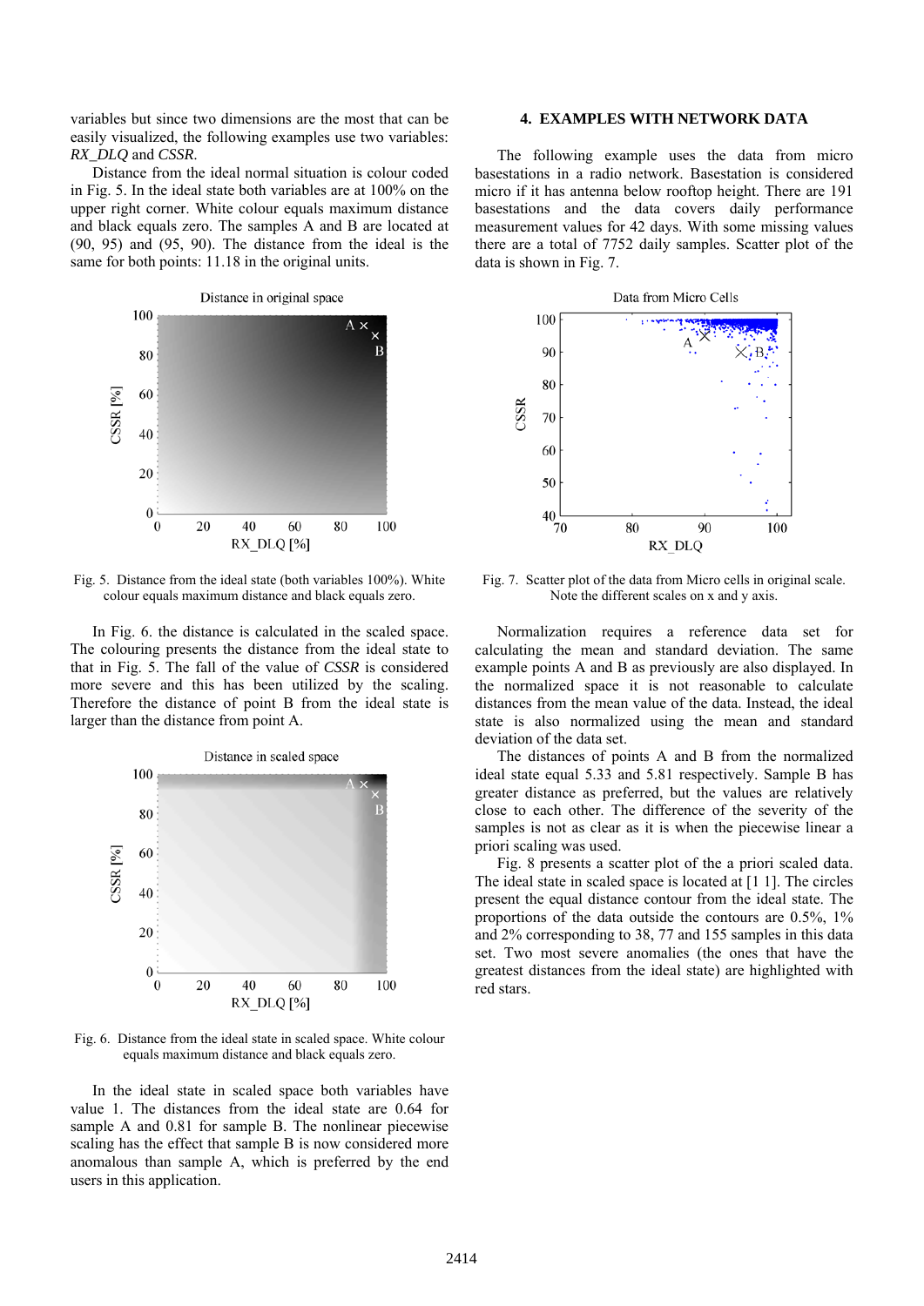variables but since two dimensions are the most that can be easily visualized, the following examples use two variables: *RX_DLQ* and *CSSR*.

Distance from the ideal normal situation is colour coded in Fig. 5. In the ideal state both variables are at 100% on the upper right corner. White colour equals maximum distance and black equals zero. The samples A and B are located at (90, 95) and (95, 90). The distance from the ideal is the same for both points: 11.18 in the original units.

Fig. 5. Distance from the ideal state (both variables 100%). White colour equals maximum distance and black equals zero.

In Fig. 6. the distance is calculated in the scaled space. The colouring presents the distance from the ideal state to that in Fig. 5. The fall of the value of *CSSR* is considered more severe and this has been utilized by the scaling. Therefore the distance of point B from the ideal state is larger than the distance from point A.

Fig. 6. Distance from the ideal state in scaled space. White colour equals maximum distance and black equals zero.

In the ideal state in scaled space both variables have value 1. The distances from the ideal state are 0.64 for sample A and 0.81 for sample B. The nonlinear piecewise scaling has the effect that sample B is now considered more anomalous than sample A, which is preferred by the end users in this application.

## 4. EXAMPLES WITH NETWORK DATA

The following example uses the data from micro basestations in a radio network. Basestation is considered micro if it has antenna below rooftop height. There are 191 basestations and the data covers daily performance measurement values for 42 days. With some missing values there are a total of 7752 daily samples. Scatter plot of the data is shown in Fig. 7.

Fig. 7. Scatter plot of the data from Micro cells in original scale. Note the different scales on x and y axis.

Normalization requires a reference data set for calculating the mean and standard deviation. The same example points A and B as previously are also displayed. In the normalized space it is not reasonable to calculate distances from the mean value of the data. Instead, the ideal state is also normalized using the mean and standard deviation of the data set.

The distances of points A and B from the normalized ideal state equal 5.33 and 5.81 respectively. Sample B has greater distance as preferred, but the values are relatively close to each other. The difference of the severity of the samples is not as clear as it is when the piecewise linear a priori scaling was used.

Fig. 8 presents a scatter plot of the a priori scaled data. The ideal state in scaled space is located at [1 1]. The circles present the equal distance contour from the ideal state. The proportions of the data outside the contours are 0.5%, 1% and 2% corresponding to 38, 77 and 155 samples in this data set. Two most severe anomalies (the ones that have the greatest distances from the ideal state) are highlighted with red stars.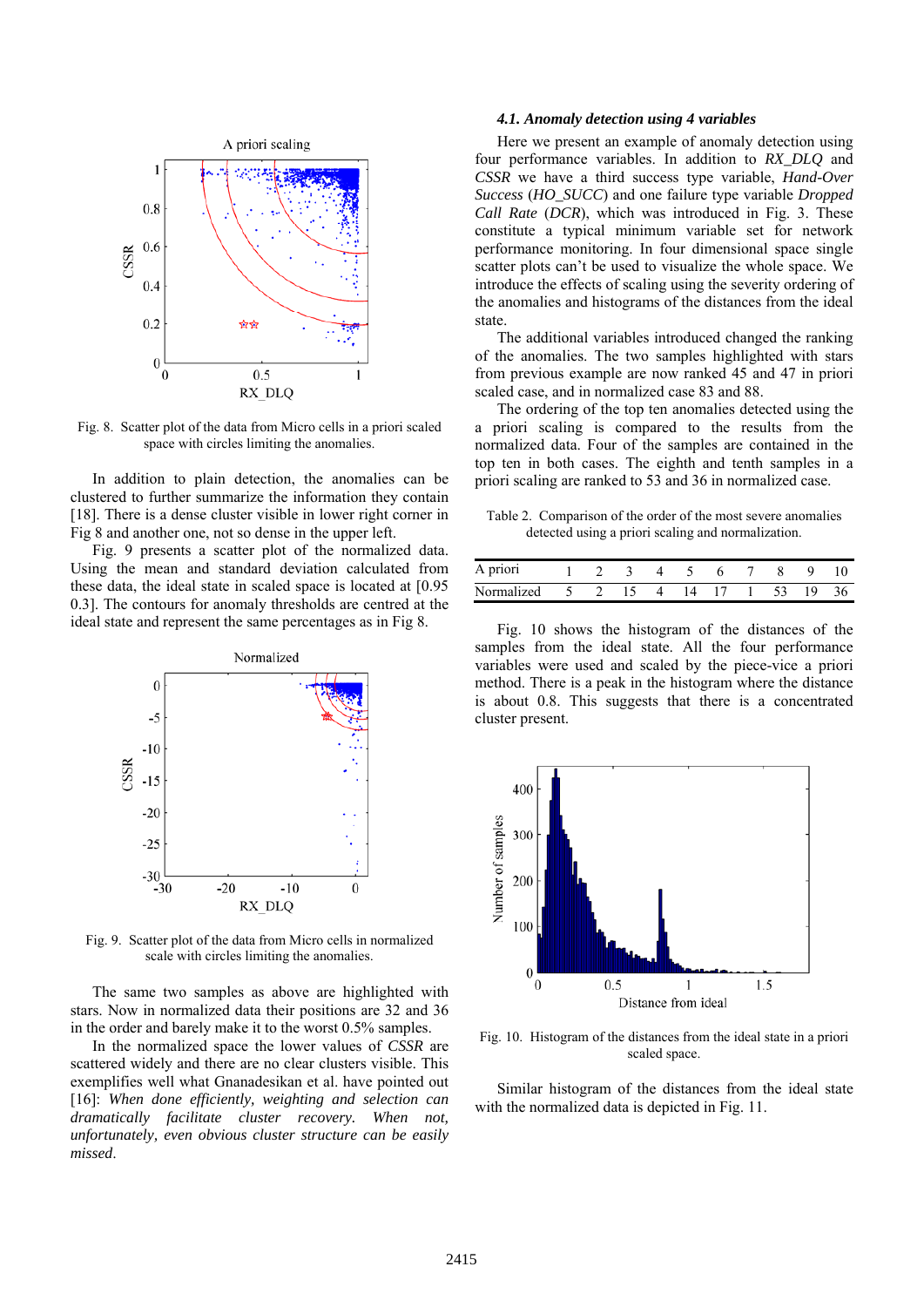Fig. 8. Scatter plot of the data from Micro cells in a priori scaled space with circles limiting the anomalies.

In addition to plain detection, the anomalies can be clustered to further summarize the information they contain [18]. There is a dense cluster visible in lower right corner in Fig 8 and another one, not so dense in the upper left.

Fig. 9 presents a scatter plot of the normalized data. Using the mean and standard deviation calculated from these data, the ideal state in scaled space is located at [0.95 0.3]. The contours for anomaly thresholds are centred at the ideal state and represent the same percentages as in Fig 8.

Fig. 9. Scatter plot of the data from Micro cells in normalized scale with circles limiting the anomalies.

The same two samples as above are highlighted with stars. Now in normalized data their positions are 32 and 36 in the order and barely make it to the worst 0.5% samples.

In the normalized space the lower values of *CSSR* are scattered widely and there are no clear clusters visible. This exemplifies well what Gnanadesikan et al. have pointed out [16]: *When done efficiently, weighting and selection can dramatically facilitate cluster recovery. When not, unfortunately, even obvious cluster structure can be easily missed.*

#### *4.1. Anomaly detection using 4 variables*

Here we present an example of anomaly detection using four performance variables. In addition to *RX_DLQ* and *CSSR* we have a third success type variable, *Hand-Over Success* (*HO_SUCC*) and one failure type variable *Dropped Call Rate* (*DCR*), which was introduced in Fig. 3. These constitute a typical minimum variable set for network performance monitoring. In four dimensional space single scatter plots can't be used to visualize the whole space. We introduce the effects of scaling using the severity ordering of the anomalies and histograms of the distances from the ideal state.

The additional variables introduced changed the ranking of the anomalies. The two samples highlighted with stars from previous example are now ranked 45 and 47 in priori scaled case, and in normalized case 83 and 88.

The ordering of the top ten anomalies detected using the a priori scaling is compared to the results from the normalized data. Four of the samples are contained in the top ten in both cases. The eighth and tenth samples in a priori scaling are ranked to 53 and 36 in normalized case.

Table 2. Comparison of the order of the most severe anomalies detected using a priori scaling and normalization.

| A priori | 1 | 2 | 3 | 4 | 5 | 6 | 7 | 8 | 9 | 10 |
|---|---|---|---|---|---|---|---|---|---|---|
| Normalized | 5 | 2 | 15 | 4 | 14 | 17 | 1 | 53 | 19 | 36 |

Fig. 10 shows the histogram of the distances of the samples from the ideal state. All the four performance variables were used and scaled by the piece-vice a priori method. There is a peak in the histogram where the distance is about 0.8. This suggests that there is a concentrated cluster present.

Fig. 10. Histogram of the distances from the ideal state in a priori scaled space.

Similar histogram of the distances from the ideal state with the normalized data is depicted in Fig. 11.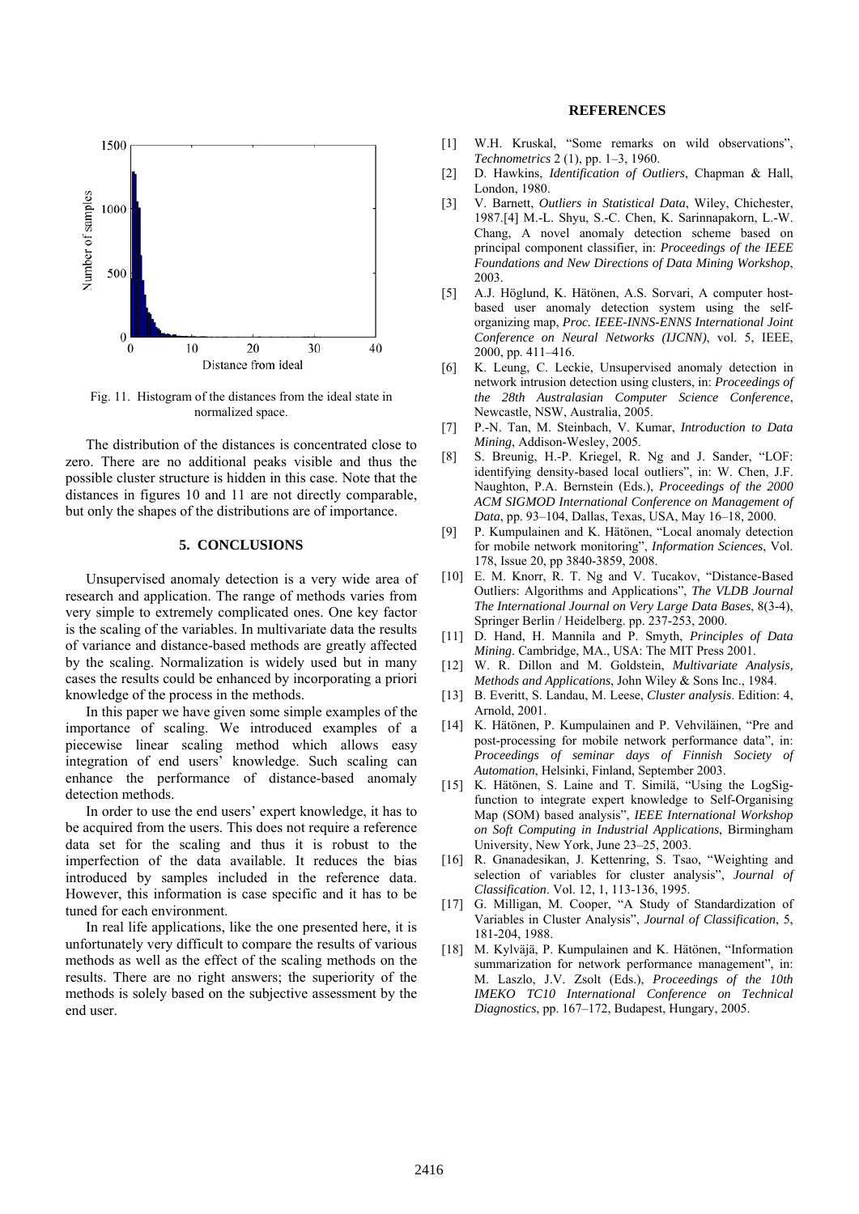1500

1000

500

0

0 10 20 30 40

Number of samples

Distance from ideal

Fig. 11. Histogram of the distances from the ideal state in normalized space.

The distribution of the distances is concentrated close to zero. There are no additional peaks visible and thus the possible cluster structure is hidden in this case. Note that the distances in figures 10 and 11 are not directly comparable, but only the shapes of the distributions are of importance.

## 5. CONCLUSIONS

Unsupervised anomaly detection is a very wide area of research and application. The range of methods varies from very simple to extremely complicated ones. One key factor is the scaling of the variables. In multivariate data the results of variance and distance-based methods are greatly affected by the scaling. Normalization is widely used but in many cases the results could be enhanced by incorporating a priori knowledge of the process in the methods.

In this paper we have given some simple examples of the importance of scaling. We introduced examples of a piecewise linear scaling method which allows easy integration of end users' knowledge. Such scaling can enhance the performance of distance-based anomaly detection methods.

In order to use the end users' expert knowledge, it has to be acquired from the users. This does not require a reference data set for the scaling and thus it is robust to the imperfection of the data available. It reduces the bias introduced by samples included in the reference data. However, this information is case specific and it has to be tuned for each environment.

In real life applications, like the one presented here, it is unfortunately very difficult to compare the results of various methods as well as the effect of the scaling methods on the results. There are no right answers; the superiority of the methods is solely based on the subjective assessment by the end user.

## REFERENCES

[1] W.H. Kruskal, "Some remarks on wild observations", *Technometrics* 2 (1), pp. 1–3, 1960.

[2] D. Hawkins, *Identification of Outliers*, Chapman & Hall, London, 1980.

[3] V. Barnett, *Outliers in Statistical Data*, Wiley, Chichester, 1987.[4] M.-L. Shyu, S.-C. Chen, K. Sarinnapakorn, L.-W. Chang, A novel anomaly detection scheme based on principal component classifier, in: *Proceedings of the IEEE Foundations and New Directions of Data Mining Workshop*, 2003.

[5] A.J. Höglund, K. Hätönen, A.S. Sorvari, A computer host-based user anomaly detection system using the self-organizing map, *Proc. IEEE-INNS-ENNS International Joint Conference on Neural Networks (IJCNN)*, vol. 5, IEEE, 2000, pp. 411–416.

[6] K. Leung, C. Leckie, Unsupervised anomaly detection in network intrusion detection using clusters, in: *Proceedings of the 28th Australasian Computer Science Conference*, Newcastle, NSW, Australia, 2005.

[7] P.-N. Tan, M. Steinbach, V. Kumar, *Introduction to Data Mining*, Addison-Wesley, 2005.

[8] S. Breunig, H.-P. Kriegel, R. Ng and J. Sander, "LOF: identifying density-based local outliers", in: W. Chen, J.F. Naughton, P.A. Bernstein (Eds.), *Proceedings of the 2000 ACM SIGMOD International Conference on Management of Data*, pp. 93–104, Dallas, Texas, USA, May 16–18, 2000.

[9] P. Kumpulainen and K. Hätönen, "Local anomaly detection for mobile network monitoring", *Information Sciences*, Vol. 178, Issue 20, pp 3840-3859, 2008.

[10] E. M. Knorr, R. T. Ng and V. Tucakov, "Distance-Based Outliers: Algorithms and Applications", *The VLDB Journal The International Journal on Very Large Data Bases*, 8(3-4), Springer Berlin / Heidelberg. pp. 237-253, 2000.

[11] D. Hand, H. Mannila and P. Smyth, *Principles of Data Mining*. Cambridge, MA., USA: The MIT Press 2001.

[12] W. R. Dillon and M. Goldstein, *Multivariate Analysis, Methods and Applications*, John Wiley & Sons Inc., 1984.

[13] B. Everitt, S. Landau, M. Leese, *Cluster analysis*. Edition: 4, Arnold, 2001.

[14] K. Hätönen, P. Kumpulainen and P. Vehviläinen, "Pre and post-processing for mobile network performance data", in: *Proceedings of seminar days of Finnish Society of Automation*, Helsinki, Finland, September 2003.

[15] K. Hätönen, S. Laine and T. Similä, "Using the LogSig-function to integrate expert knowledge to Self-Organising Map (SOM) based analysis", *IEEE International Workshop on Soft Computing in Industrial Applications*, Birmingham University, New York, June 23–25, 2003.

[16] R. Gnanadesikan, J. Kettenring, S. Tsao, "Weighting and selection of variables for cluster analysis", *Journal of Classification*. Vol. 12, 1, 113-136, 1995.

[17] G. Milligan, M. Cooper, "A Study of Standardization of Variables in Cluster Analysis", *Journal of Classification*, 5, 181-204, 1988.

[18] M. Kylväjä, P. Kumpulainen and K. Hätönen, "Information summarization for network performance management", in: M. Laszlo, J.V. Zsolt (Eds.), *Proceedings of the 10th IMEKO TC10 International Conference on Technical Diagnostics*, pp. 167–172, Budapest, Hungary, 2005.